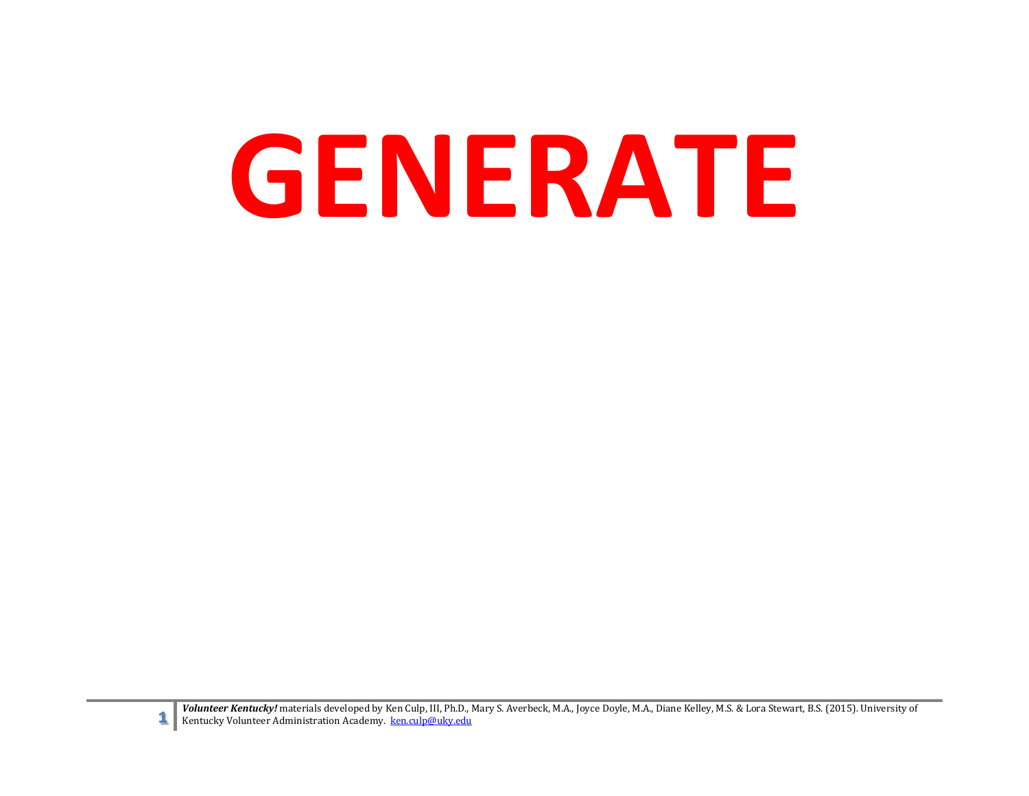# GENERATE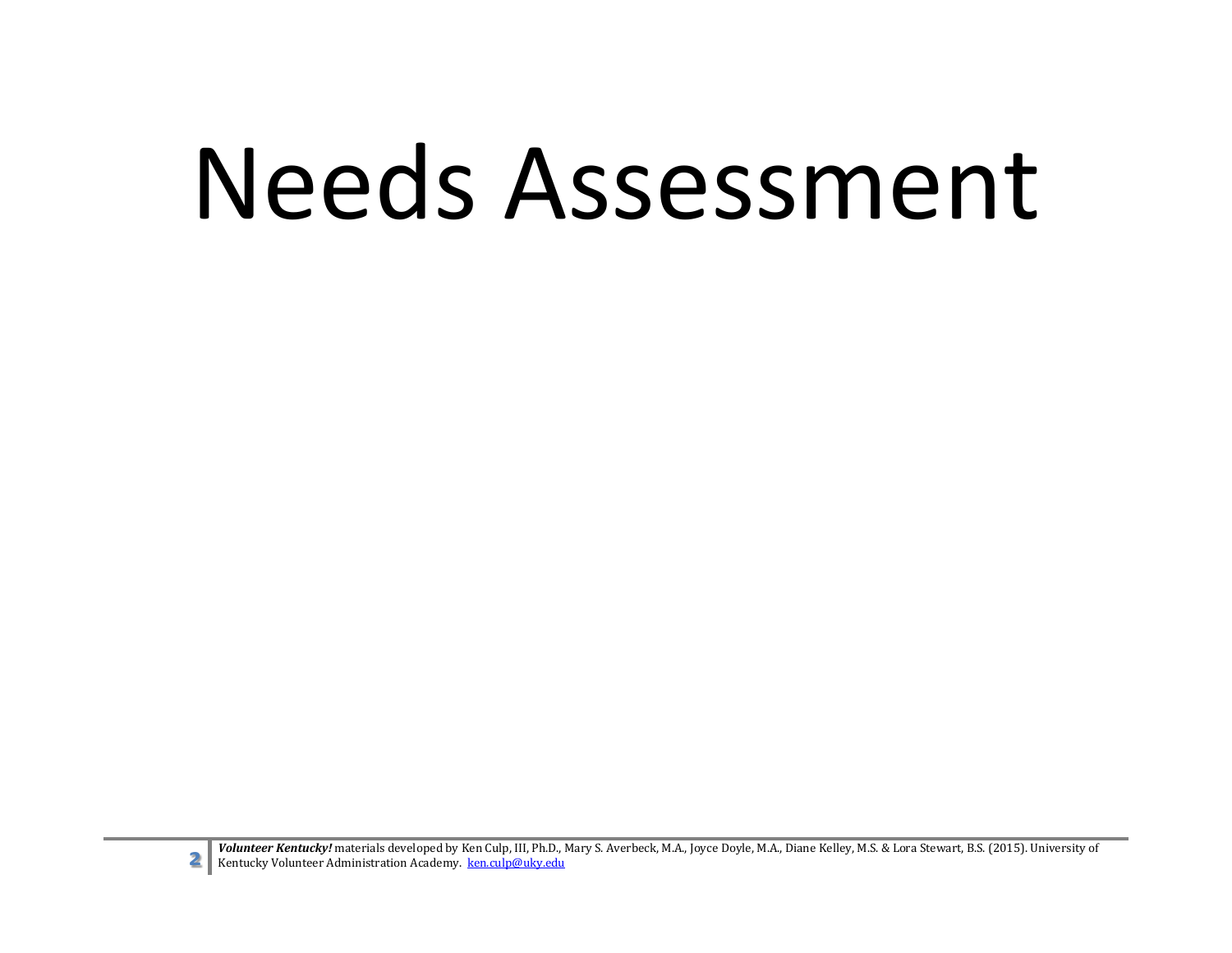# Needs Assessment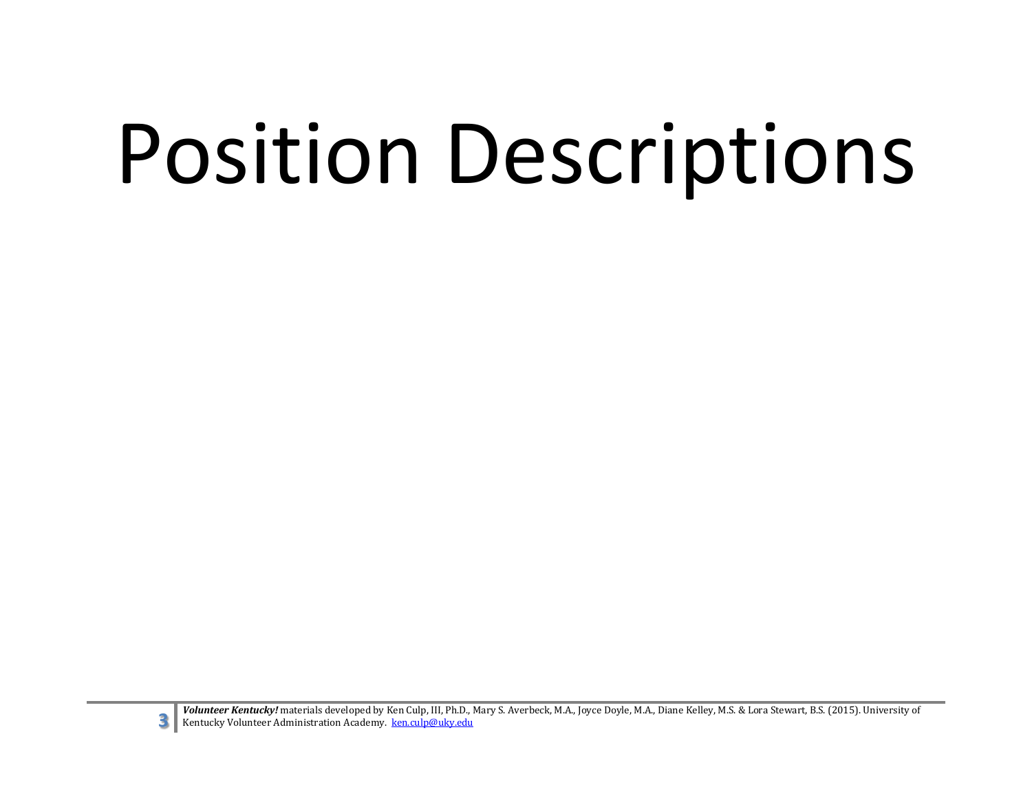# Position Descriptions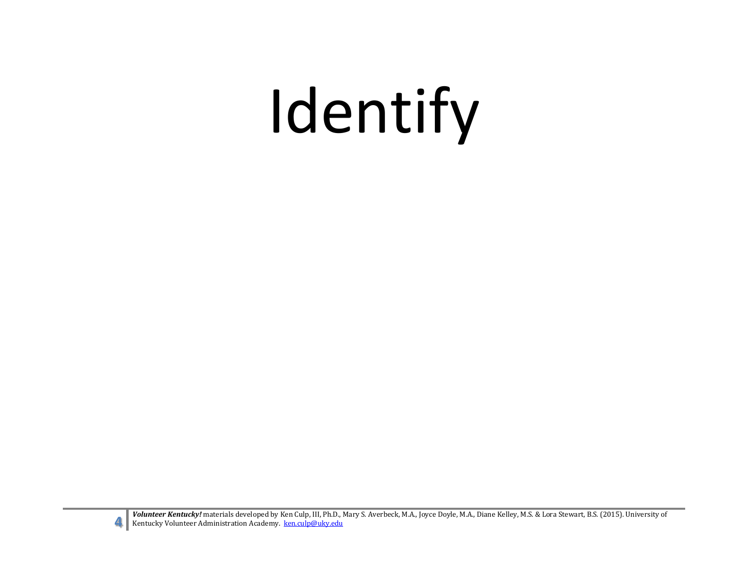# Identify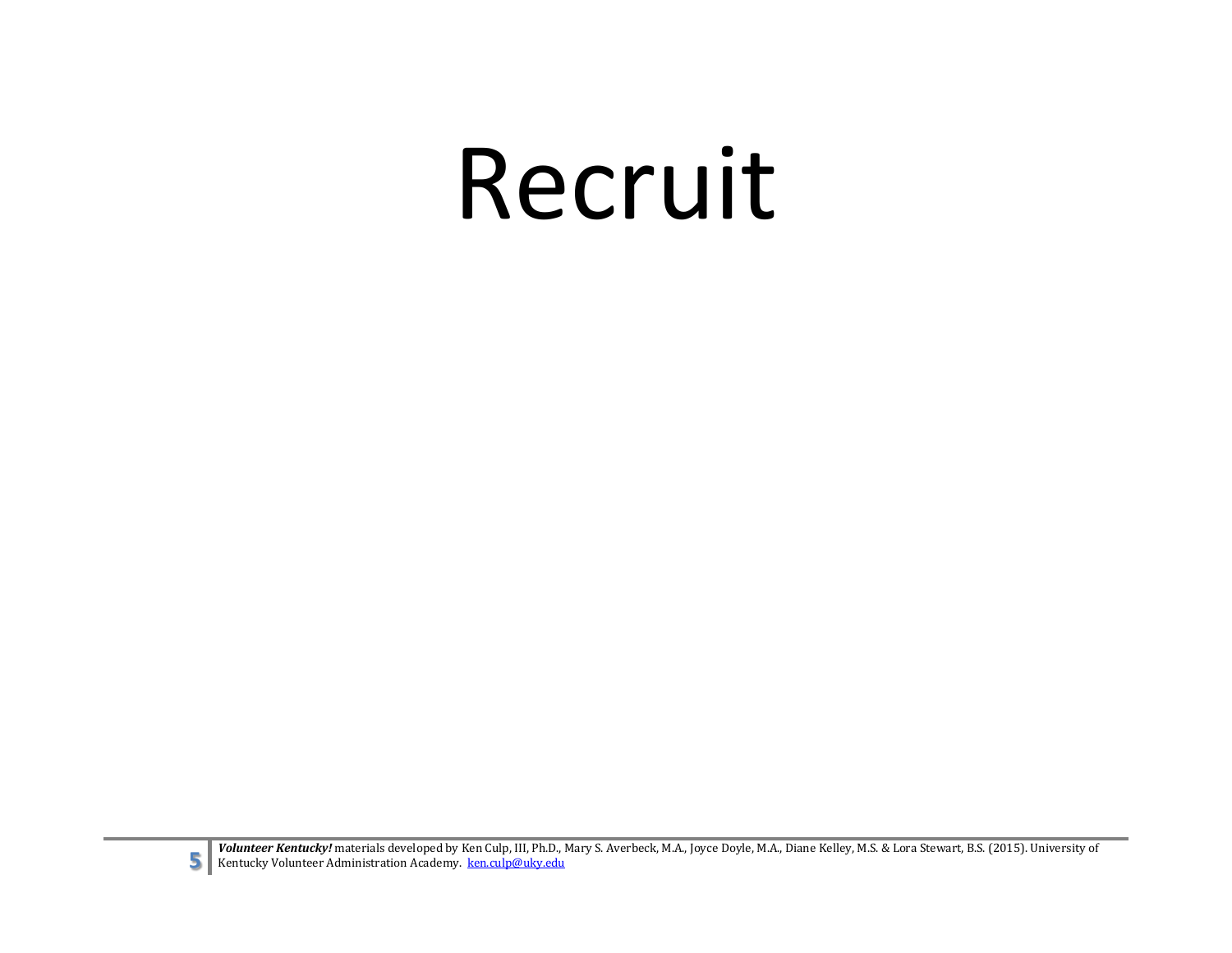# Recruit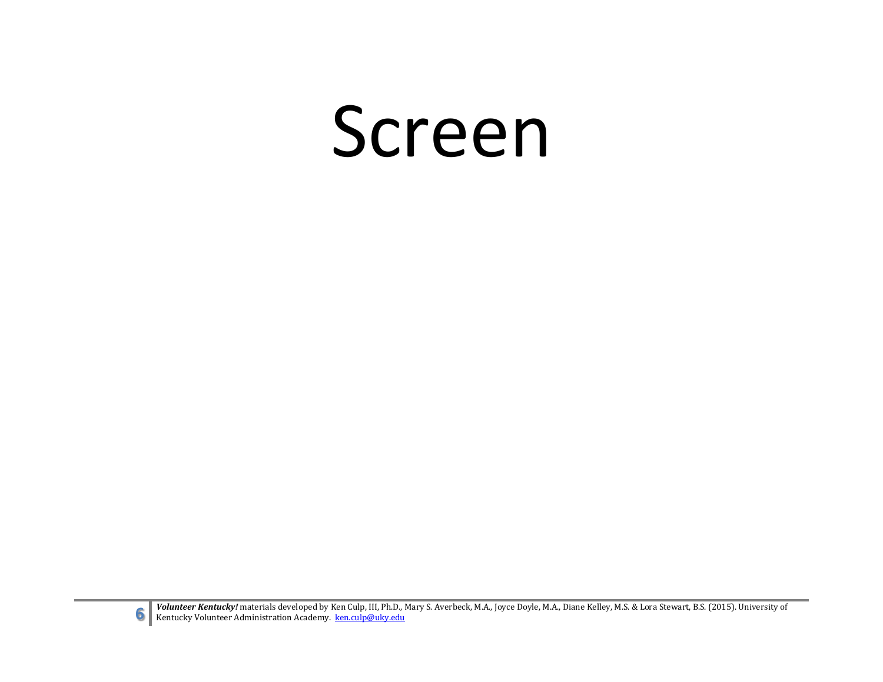# Screen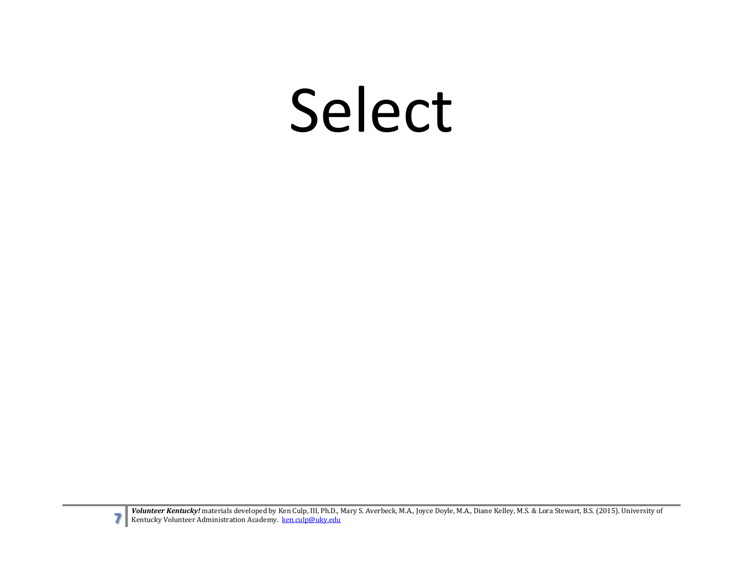# Select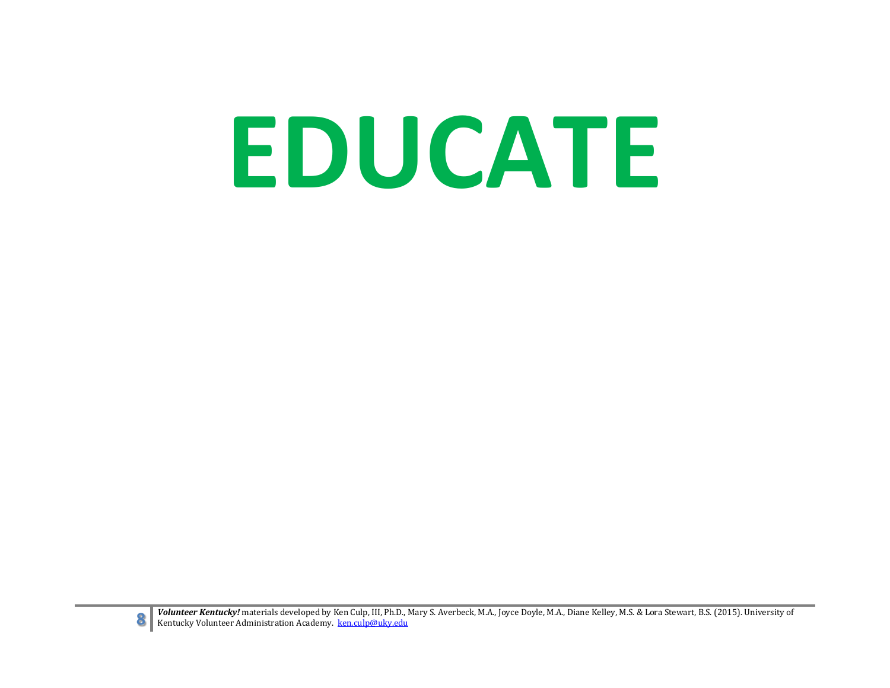# EDUCATE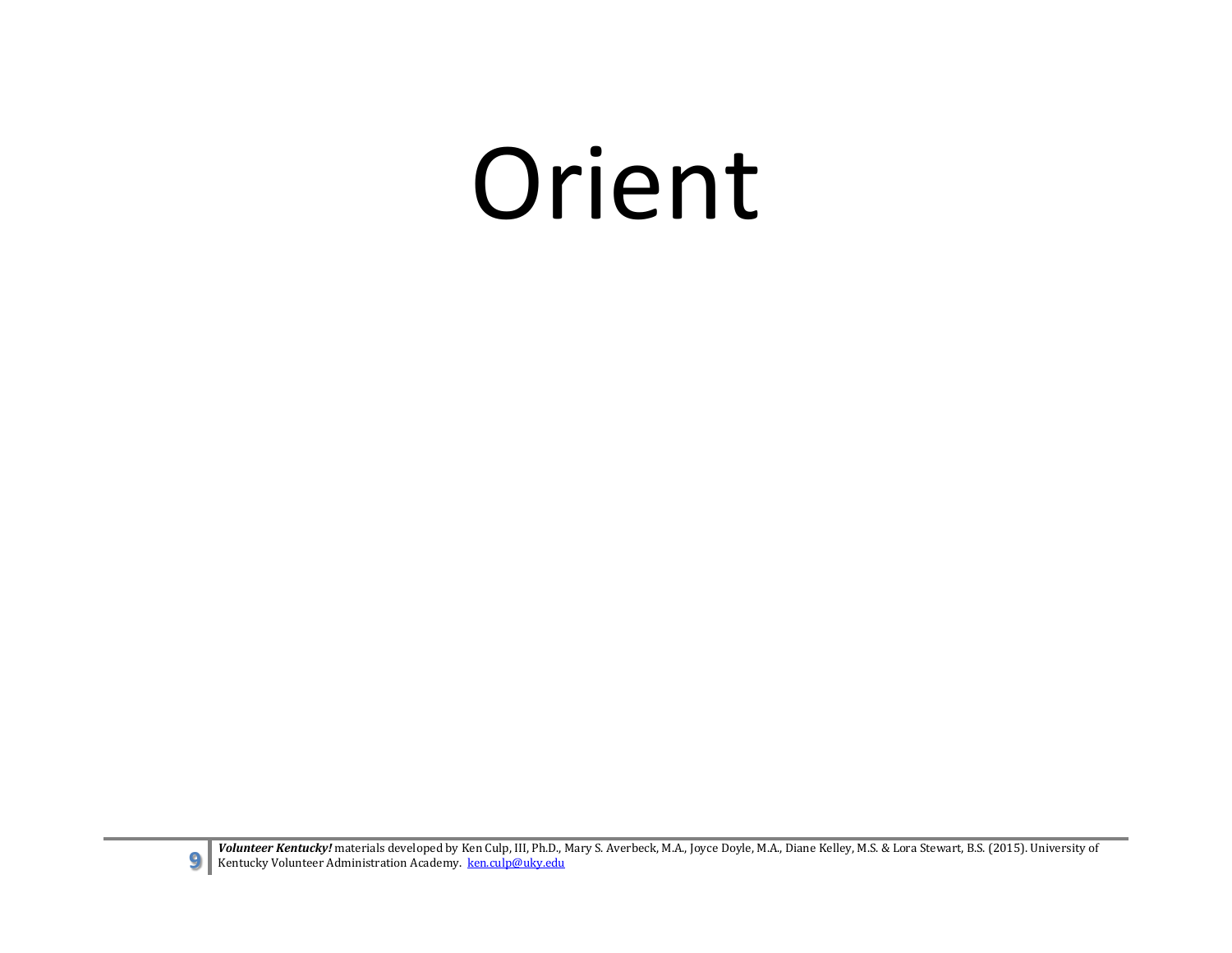# Orient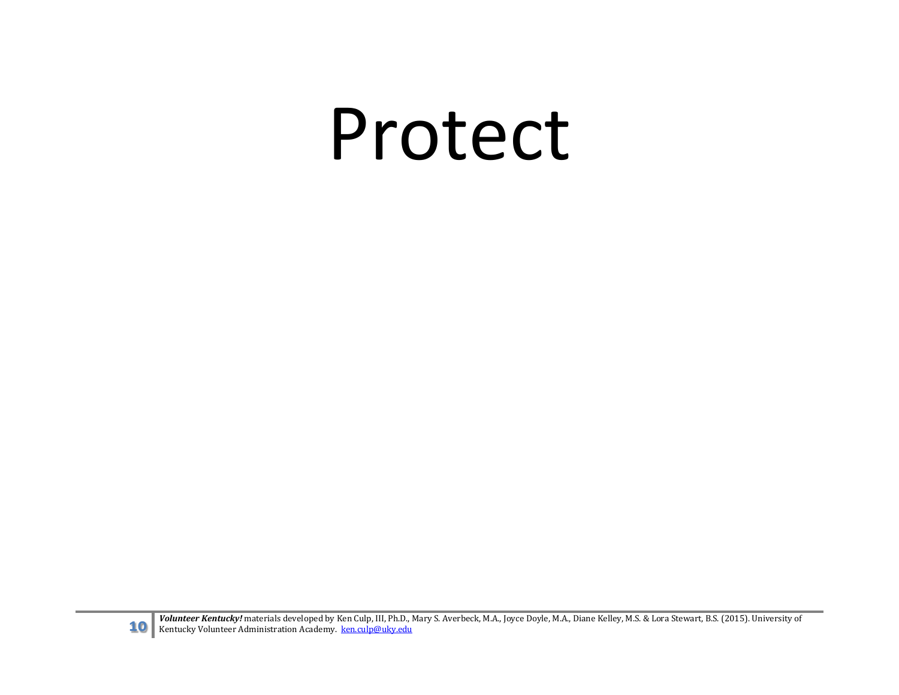# Protect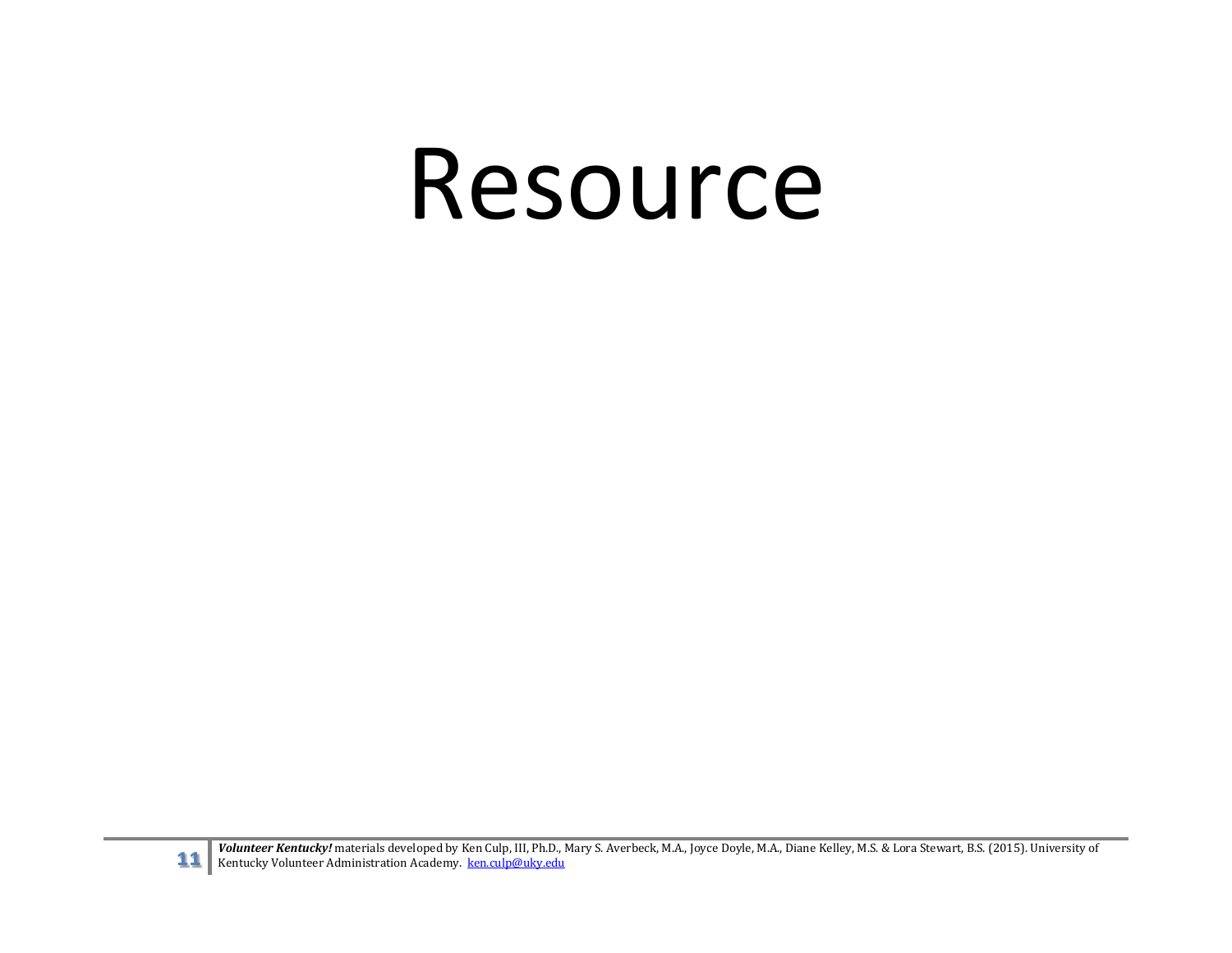# Resource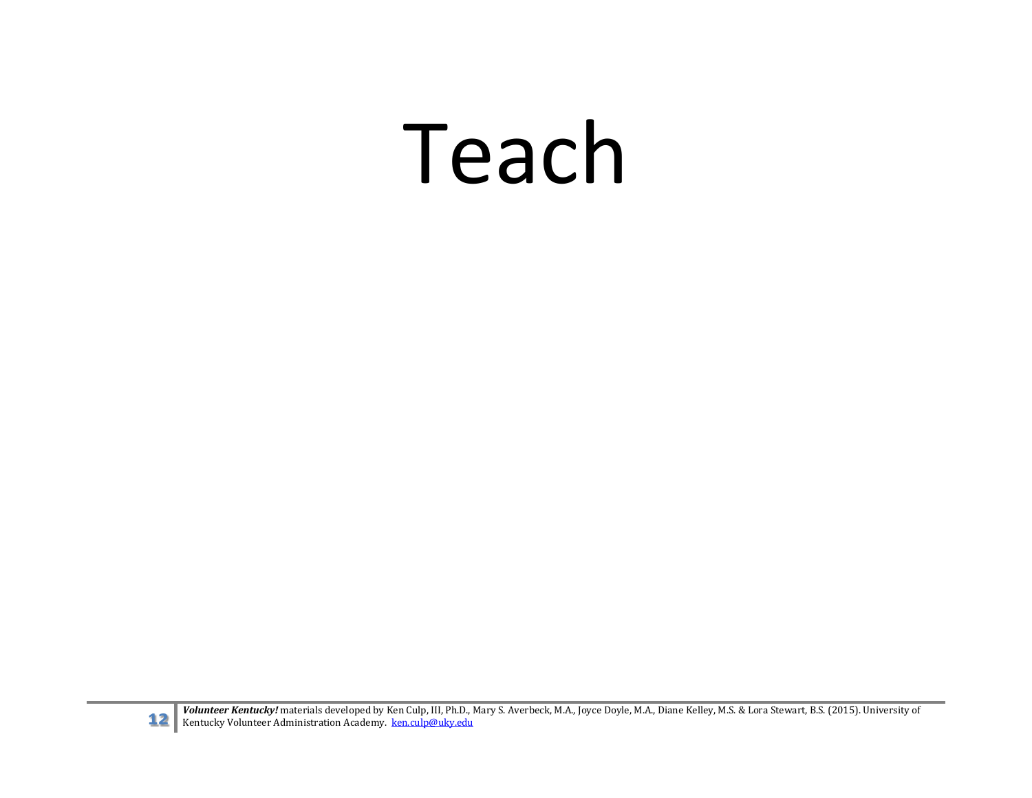# Teach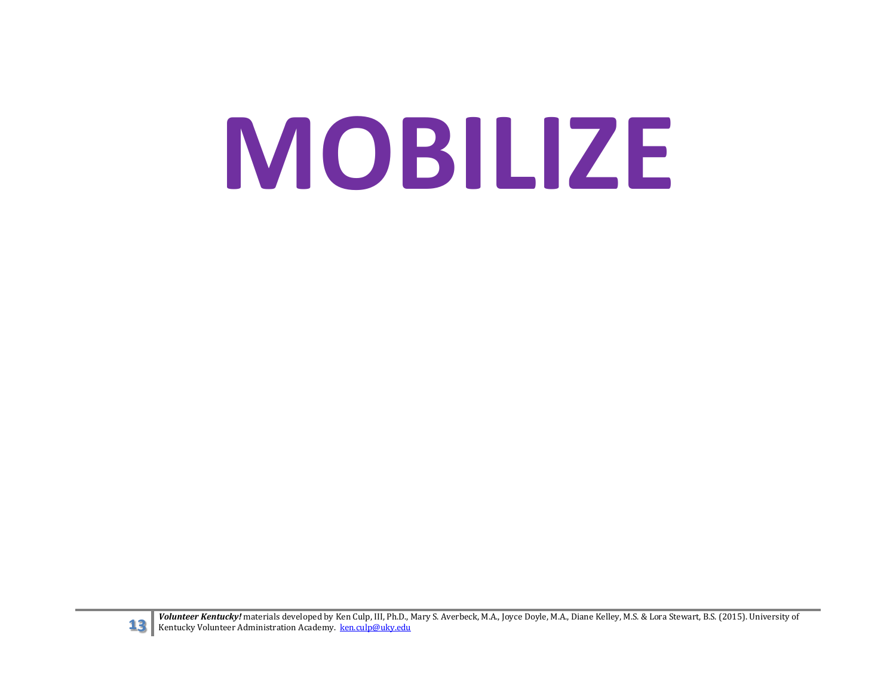# MOBILIZE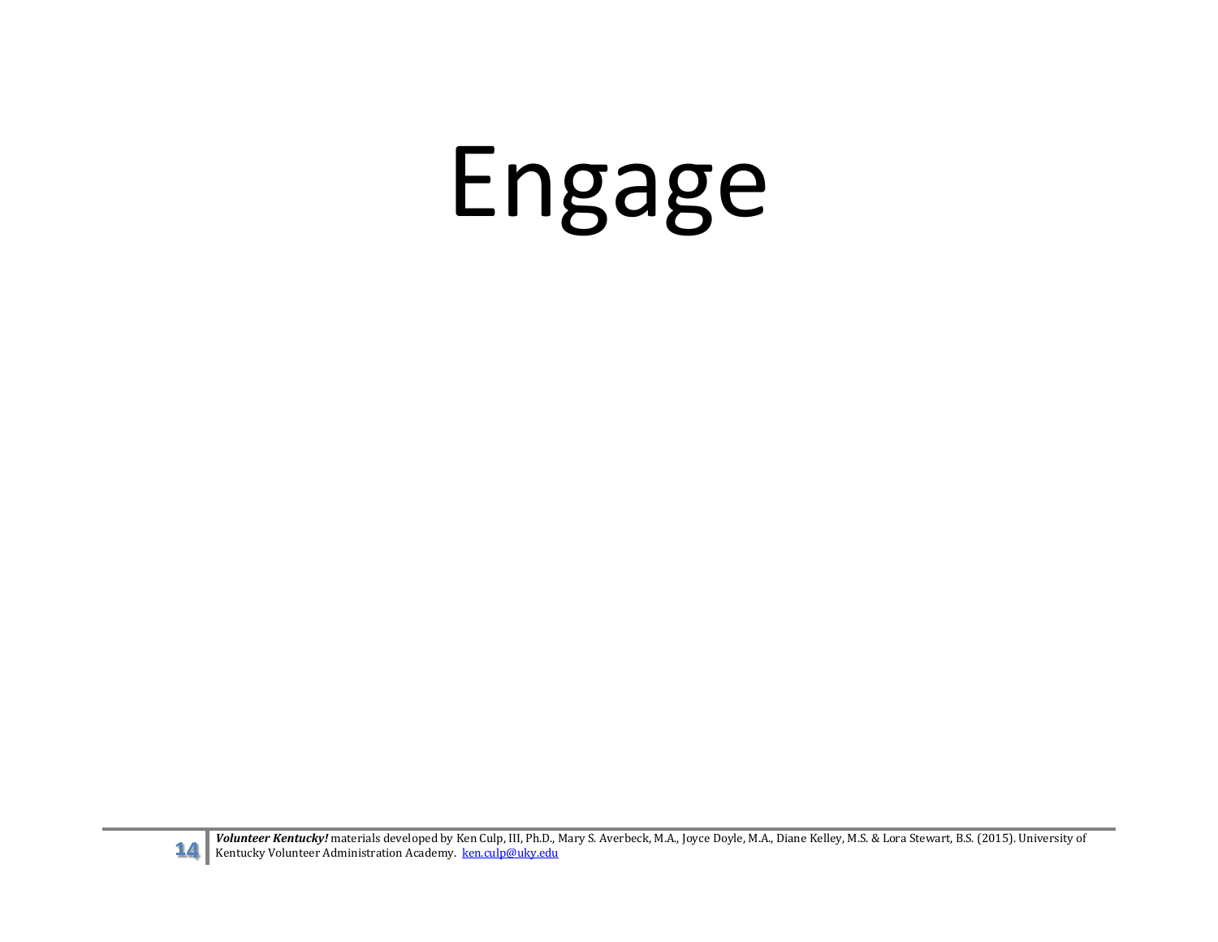# Engage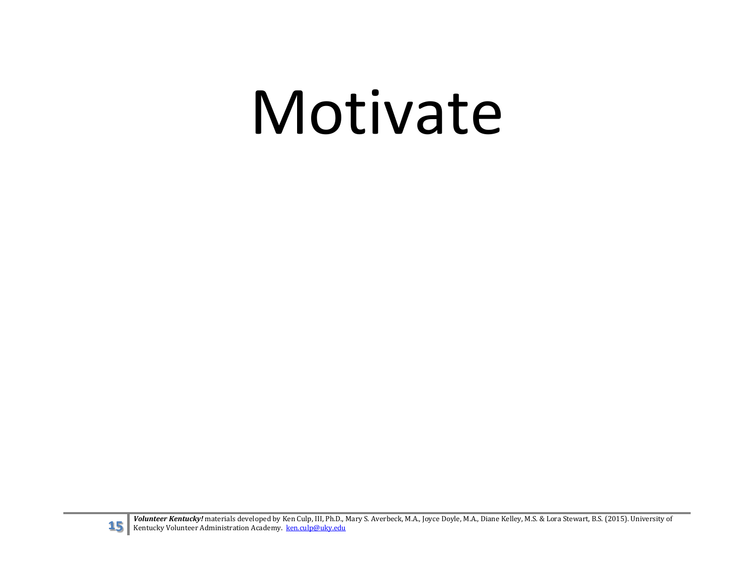# Motivate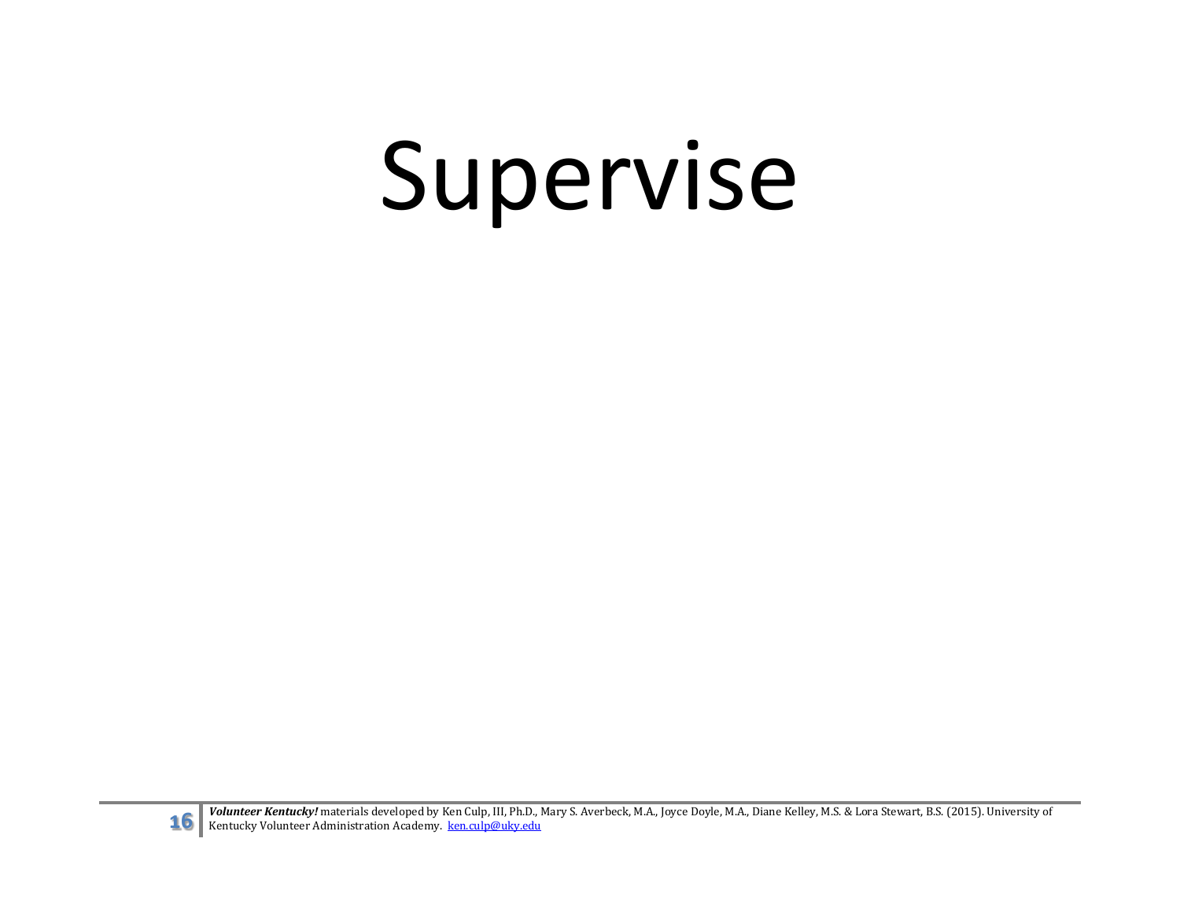# Supervise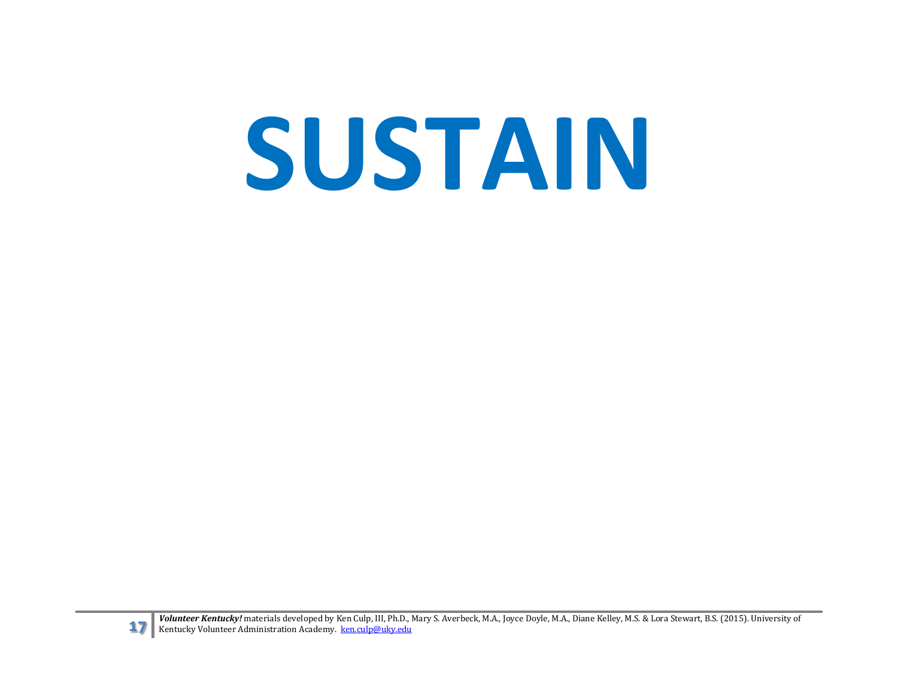# SUSTAIN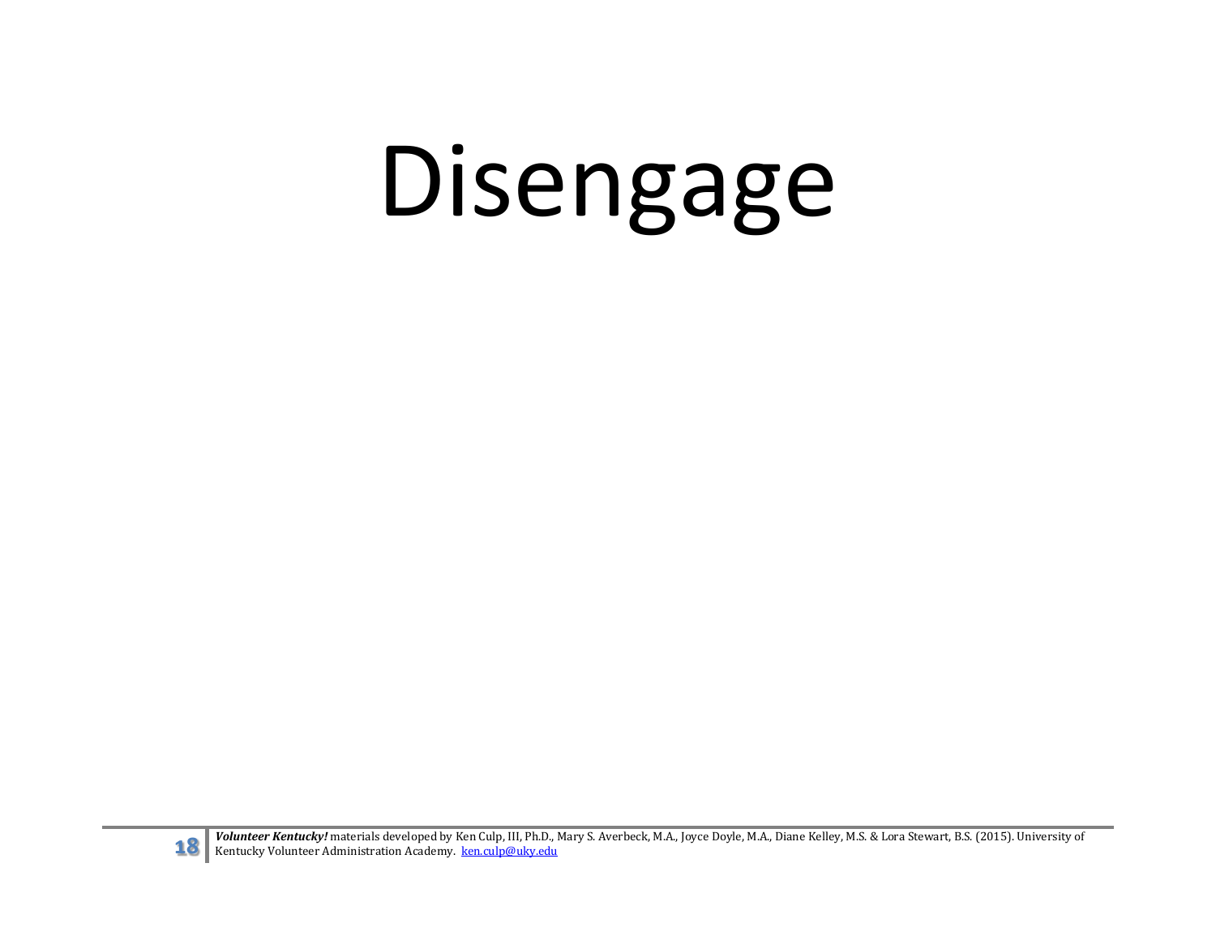# Disengage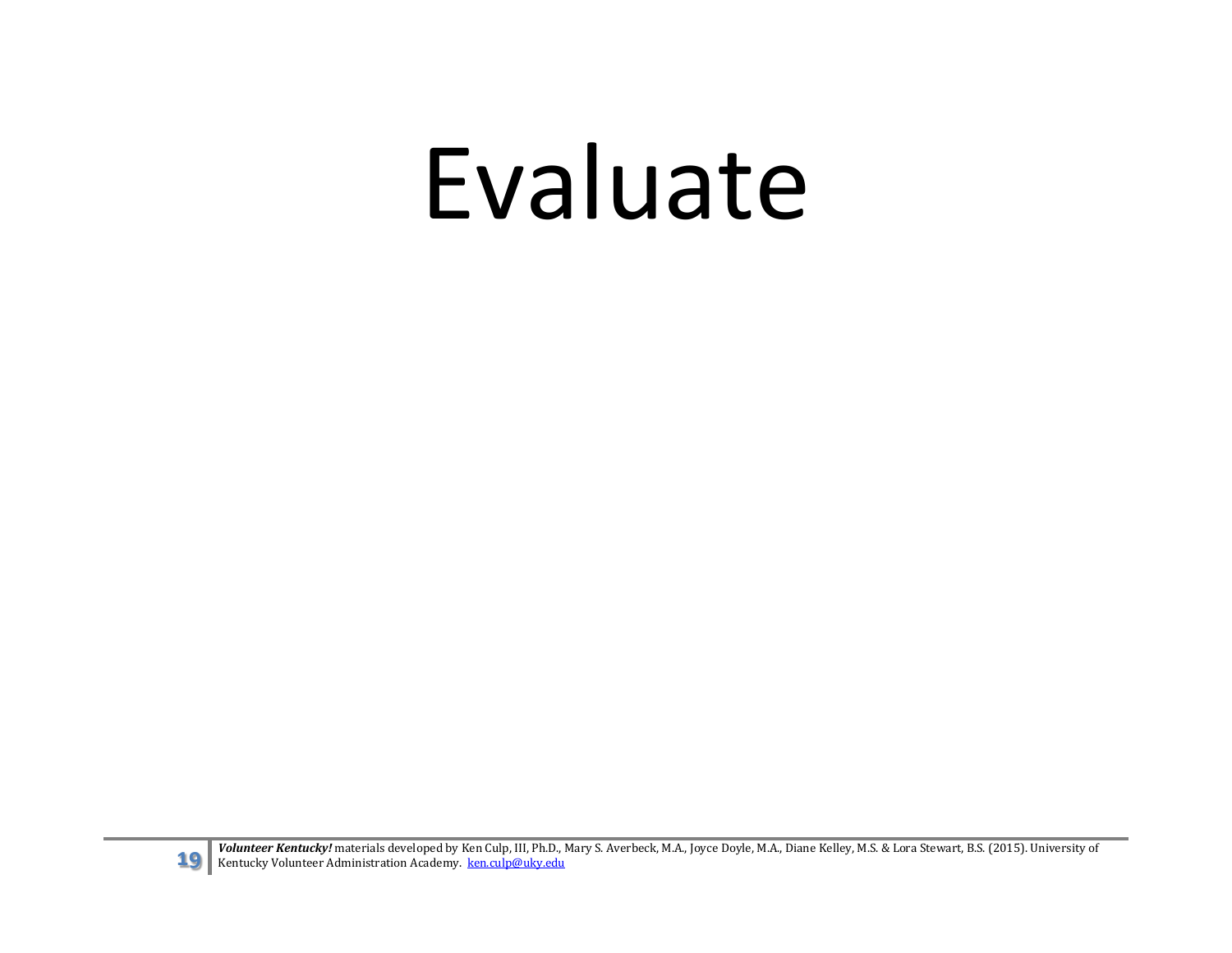# Evaluate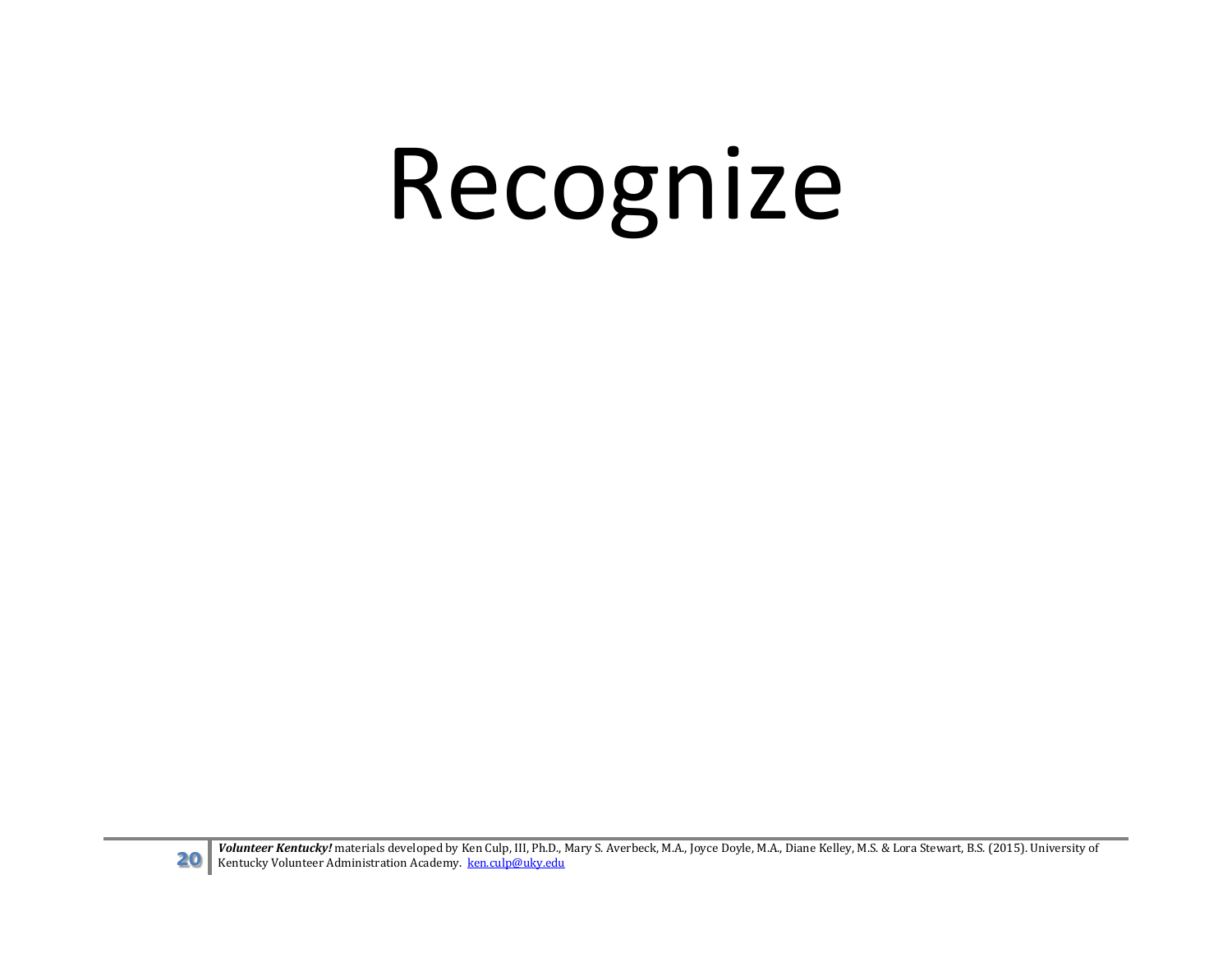# Recognize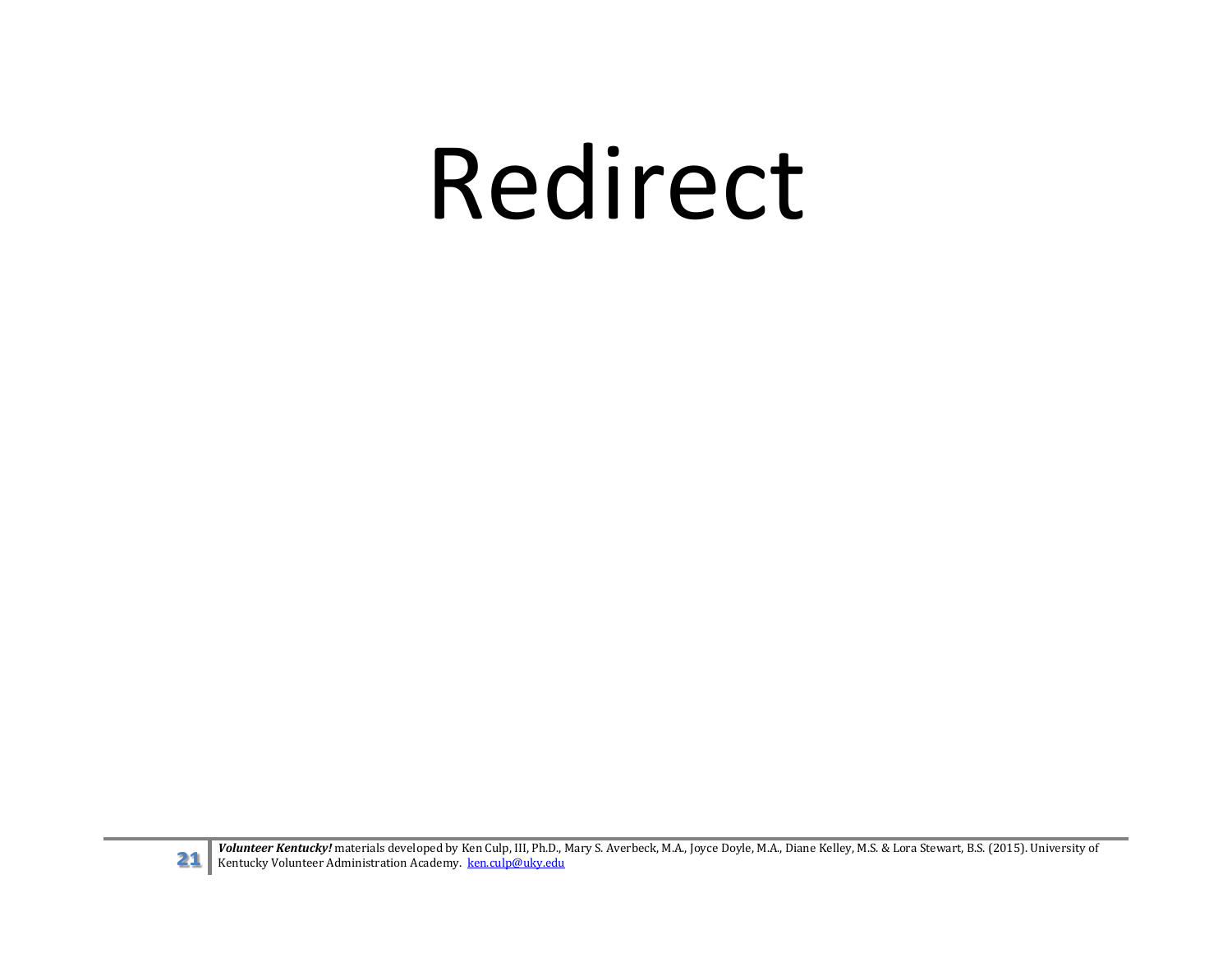# Redirect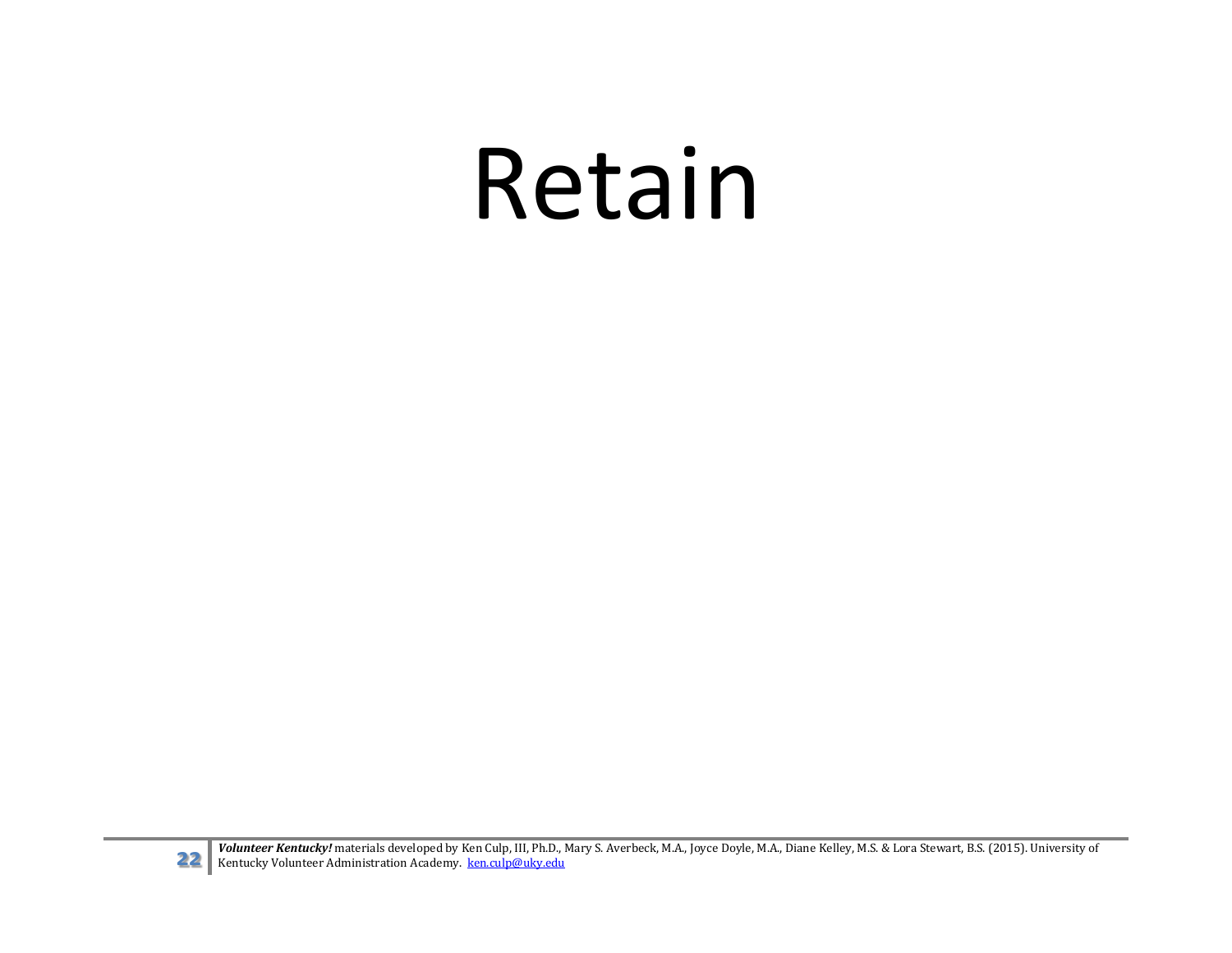# Retain